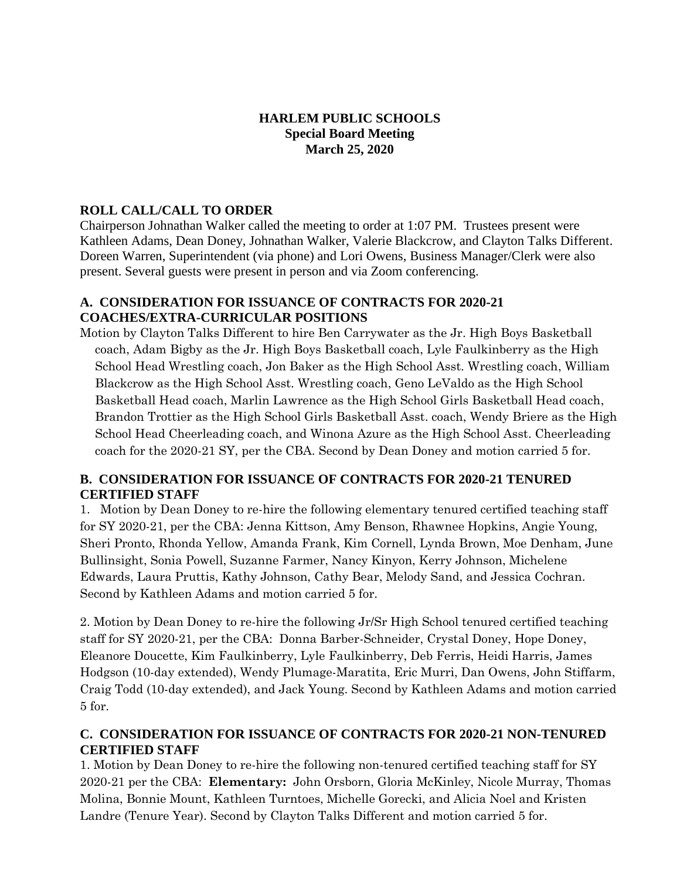# HARLEM PUBLIC SCHOOLS
## Special Board Meeting
## March 25, 2020

### ROLL CALL/CALL TO ORDER

Chairperson Johnathan Walker called the meeting to order at 1:07 PM. Trustees present were Kathleen Adams, Dean Doney, Johnathan Walker, Valerie Blackcrow, and Clayton Talks Different. Doreen Warren, Superintendent (via phone) and Lori Owens, Business Manager/Clerk were also present. Several guests were present in person and via Zoom conferencing.

### A. CONSIDERATION FOR ISSUANCE OF CONTRACTS FOR 2020-21 COACHES/EXTRA-CURRICULAR POSITIONS

Motion by Clayton Talks Different to hire Ben Carrywater as the Jr. High Boys Basketball coach, Adam Bigby as the Jr. High Boys Basketball coach, Lyle Faulkinberry as the High School Head Wrestling coach, Jon Baker as the High School Asst. Wrestling coach, William Blackcrow as the High School Asst. Wrestling coach, Geno LeValdo as the High School Basketball Head coach, Marlin Lawrence as the High School Girls Basketball Head coach, Brandon Trottier as the High School Girls Basketball Asst. coach, Wendy Briere as the High School Head Cheerleading coach, and Winona Azure as the High School Asst. Cheerleading coach for the 2020-21 SY, per the CBA. Second by Dean Doney and motion carried 5 for.

### B. CONSIDERATION FOR ISSUANCE OF CONTRACTS FOR 2020-21 TENURED CERTIFIED STAFF

1. Motion by Dean Doney to re-hire the following elementary tenured certified teaching staff for SY 2020-21, per the CBA: Jenna Kittson, Amy Benson, Rhawnee Hopkins, Angie Young, Sheri Pronto, Rhonda Yellow, Amanda Frank, Kim Cornell, Lynda Brown, Moe Denham, June Bullinsight, Sonia Powell, Suzanne Farmer, Nancy Kinyon, Kerry Johnson, Michelene Edwards, Laura Pruttis, Kathy Johnson, Cathy Bear, Melody Sand, and Jessica Cochran. Second by Kathleen Adams and motion carried 5 for.

2. Motion by Dean Doney to re-hire the following Jr/Sr High School tenured certified teaching staff for SY 2020-21, per the CBA: Donna Barber-Schneider, Crystal Doney, Hope Doney, Eleanore Doucette, Kim Faulkinberry, Lyle Faulkinberry, Deb Ferris, Heidi Harris, James Hodgson (10-day extended), Wendy Plumage-Maratita, Eric Murri, Dan Owens, John Stiffarm, Craig Todd (10-day extended), and Jack Young. Second by Kathleen Adams and motion carried 5 for.

### C. CONSIDERATION FOR ISSUANCE OF CONTRACTS FOR 2020-21 NON-TENURED CERTIFIED STAFF

1. Motion by Dean Doney to re-hire the following non-tenured certified teaching staff for SY 2020-21 per the CBA: **Elementary:** John Orsborn, Gloria McKinley, Nicole Murray, Thomas Molina, Bonnie Mount, Kathleen Turntoes, Michelle Gorecki, and Alicia Noel and Kristen Landre (Tenure Year). Second by Clayton Talks Different and motion carried 5 for.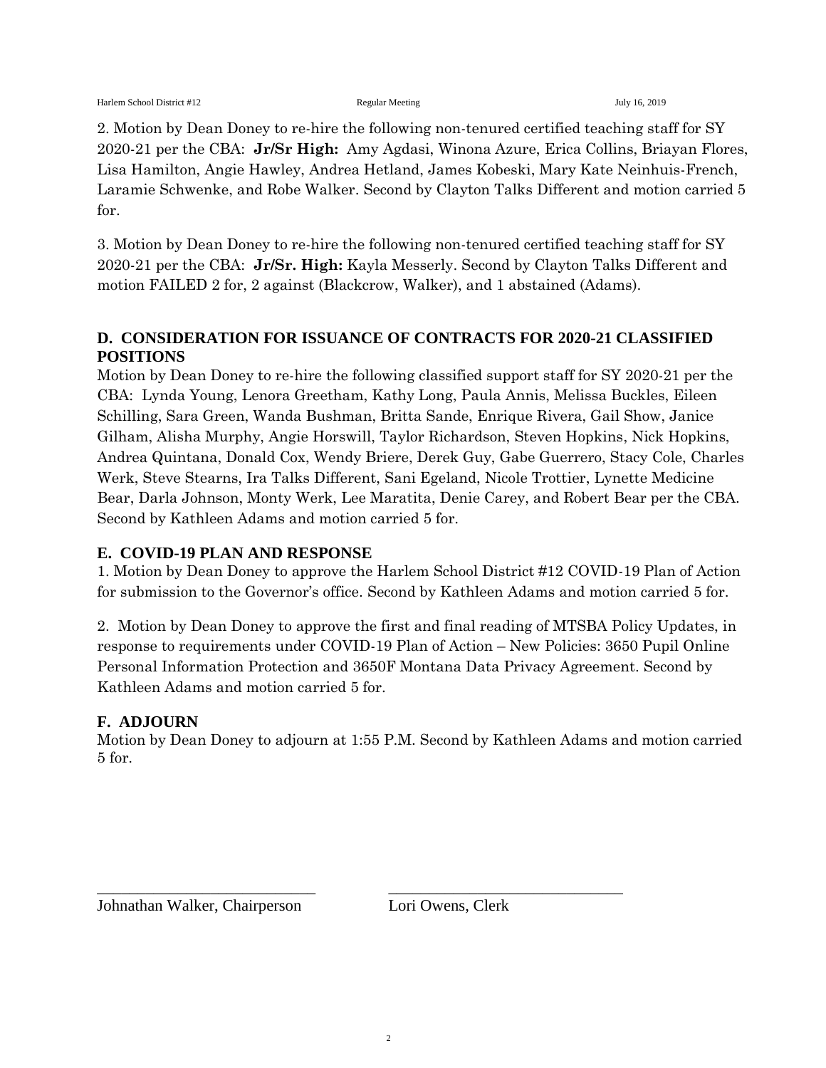2. Motion by Dean Doney to re-hire the following non-tenured certified teaching staff for SY 2020-21 per the CBA: **Jr/Sr High:** Amy Agdasi, Winona Azure, Erica Collins, Briayan Flores, Lisa Hamilton, Angie Hawley, Andrea Hetland, James Kobeski, Mary Kate Neinhuis-French, Laramie Schwenke, and Robe Walker. Second by Clayton Talks Different and motion carried 5 for.

3. Motion by Dean Doney to re-hire the following non-tenured certified teaching staff for SY 2020-21 per the CBA: **Jr/Sr. High:** Kayla Messerly. Second by Clayton Talks Different and motion FAILED 2 for, 2 against (Blackcrow, Walker), and 1 abstained (Adams).

## D. CONSIDERATION FOR ISSUANCE OF CONTRACTS FOR 2020-21 CLASSIFIED POSITIONS

Motion by Dean Doney to re-hire the following classified support staff for SY 2020-21 per the CBA: Lynda Young, Lenora Greetham, Kathy Long, Paula Annis, Melissa Buckles, Eileen Schilling, Sara Green, Wanda Bushman, Britta Sande, Enrique Rivera, Gail Show, Janice Gilham, Alisha Murphy, Angie Horswill, Taylor Richardson, Steven Hopkins, Nick Hopkins, Andrea Quintana, Donald Cox, Wendy Briere, Derek Guy, Gabe Guerrero, Stacy Cole, Charles Werk, Steve Stearns, Ira Talks Different, Sani Egeland, Nicole Trottier, Lynette Medicine Bear, Darla Johnson, Monty Werk, Lee Maratita, Denie Carey, and Robert Bear per the CBA. Second by Kathleen Adams and motion carried 5 for.

## E. COVID-19 PLAN AND RESPONSE

1. Motion by Dean Doney to approve the Harlem School District #12 COVID-19 Plan of Action for submission to the Governor's office. Second by Kathleen Adams and motion carried 5 for.

2. Motion by Dean Doney to approve the first and final reading of MTSBA Policy Updates, in response to requirements under COVID-19 Plan of Action – New Policies: 3650 Pupil Online Personal Information Protection and 3650F Montana Data Privacy Agreement. Second by Kathleen Adams and motion carried 5 for.

## F. ADJOURN

Motion by Dean Doney to adjourn at 1:55 P.M. Second by Kathleen Adams and motion carried 5 for.

\_\_\_\_\_\_\_\_\_\_\_\_\_\_\_\_\_\_\_\_\_\_\_\_\_\_\_\_ \_\_\_\_\_\_\_\_\_\_\_\_\_\_\_\_\_\_\_\_\_\_\_\_\_\_\_\_\_\_

Johnathan Walker, Chairperson Lori Owens, Clerk